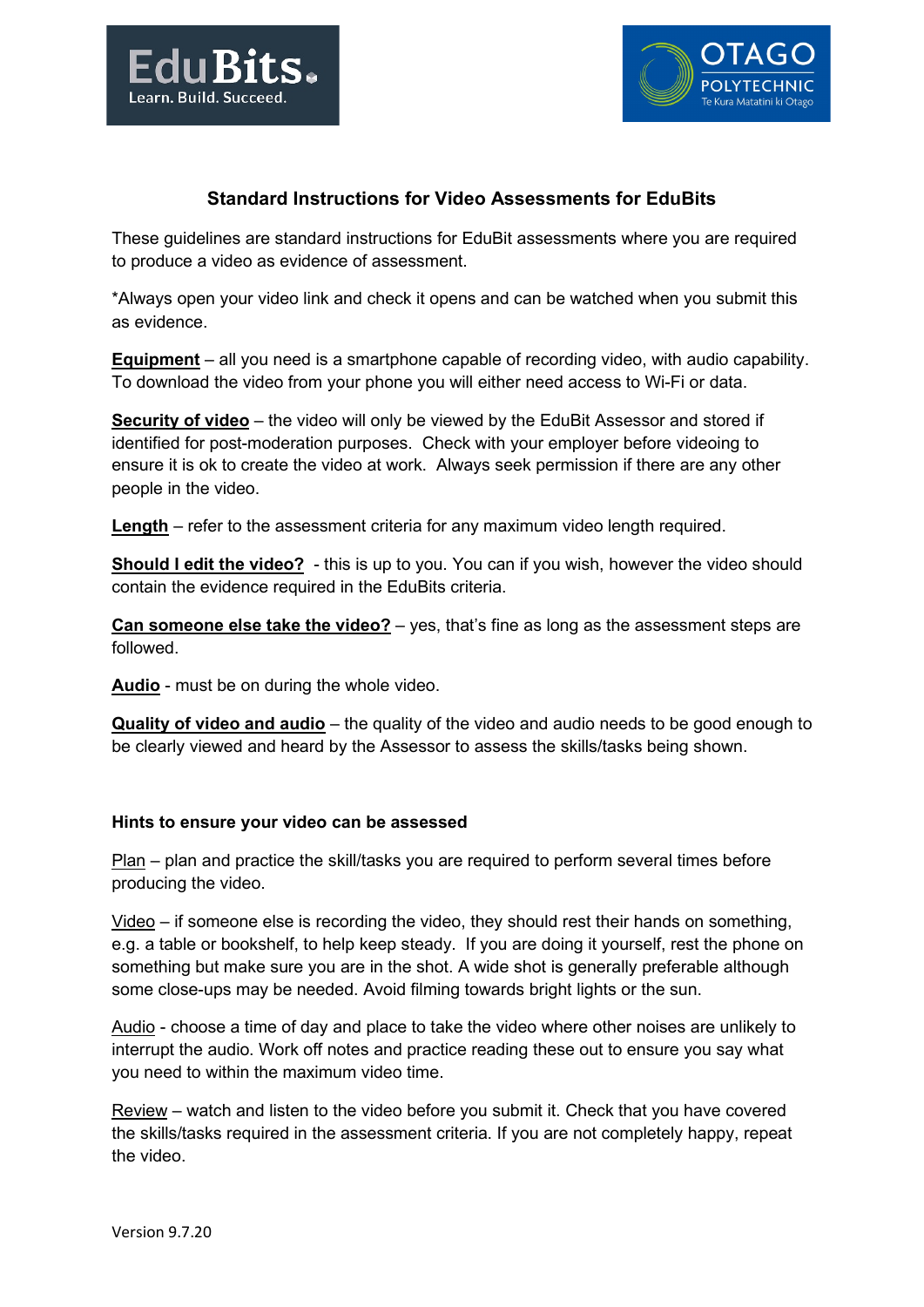## Standard Instructions for Video Assessments for EduBits

These guidelines are standard instructions for EduBit assessments where you are required to produce a video as evidence of assessment.

*Always open your video link and check it opens and can be watched when you submit this as evidence.

**Equipment** – all you need is a smartphone capable of recording video, with audio capability. To download the video from your phone you will either need access to Wi-Fi or data.

**Security of video** – the video will only be viewed by the EduBit Assessor and stored if identified for post-moderation purposes. Check with your employer before videoing to ensure it is ok to create the video at work. Always seek permission if there are any other people in the video.

**Length** – refer to the assessment criteria for any maximum video length required.

**Should I edit the video?** - this is up to you. You can if you wish, however the video should contain the evidence required in the EduBits criteria.

**Can someone else take the video?** – yes, that's fine as long as the assessment steps are followed.

**Audio** - must be on during the whole video.

**Quality of video and audio** – the quality of the video and audio needs to be good enough to be clearly viewed and heard by the Assessor to assess the skills/tasks being shown.

### Hints to ensure your video can be assessed

Plan – plan and practice the skill/tasks you are required to perform several times before producing the video.

Video – if someone else is recording the video, they should rest their hands on something, e.g. a table or bookshelf, to help keep steady. If you are doing it yourself, rest the phone on something but make sure you are in the shot. A wide shot is generally preferable although some close-ups may be needed. Avoid filming towards bright lights or the sun.

Audio - choose a time of day and place to take the video where other noises are unlikely to interrupt the audio. Work off notes and practice reading these out to ensure you say what you need to within the maximum video time.

Review – watch and listen to the video before you submit it. Check that you have covered the skills/tasks required in the assessment criteria. If you are not completely happy, repeat the video.

Version 9.7.20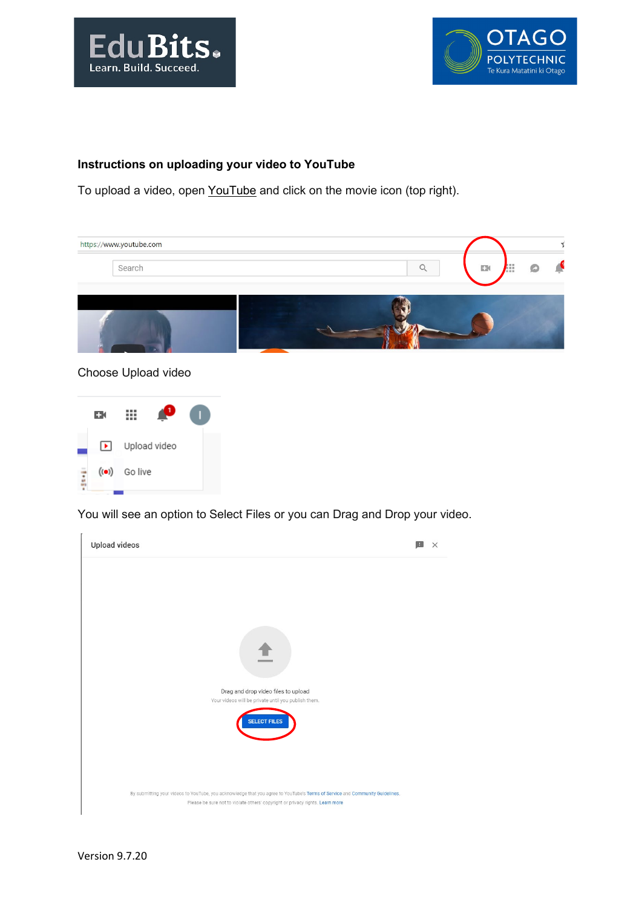## Instructions on uploading your video to YouTube

To upload a video, open YouTube and click on the movie icon (top right).

Choose Upload video

You will see an option to Select Files or you can Drag and Drop your video.

Version 9.7.20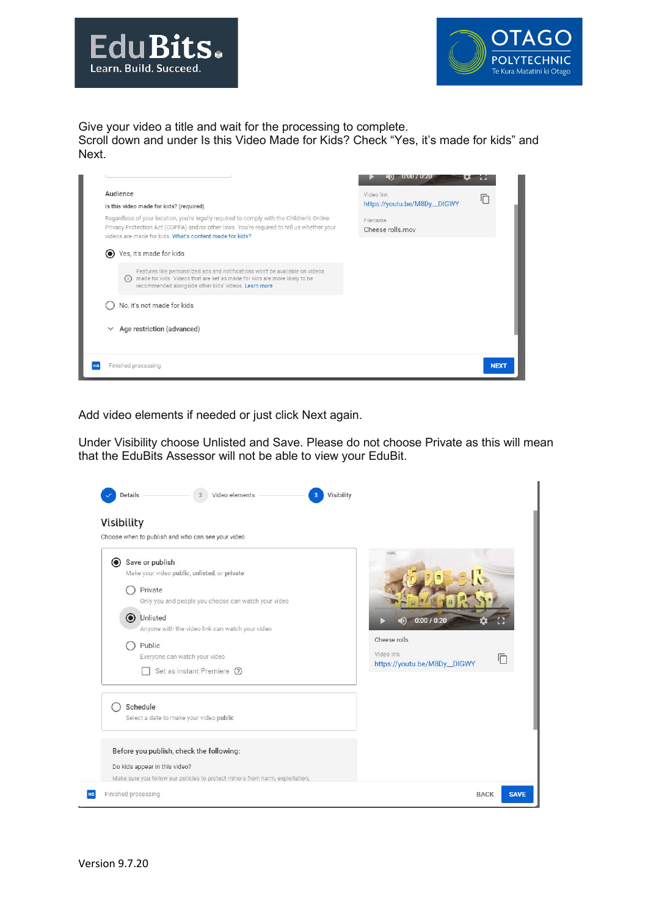Give your video a title and wait for the processing to complete.
Scroll down and under Is this Video Made for Kids? Check “Yes, it’s made for kids” and Next.

Add video elements if needed or just click Next again.

Under Visibility choose Unlisted and Save. Please do not choose Private as this will mean that the EduBits Assessor will not be able to view your EduBit.

Version 9.7.20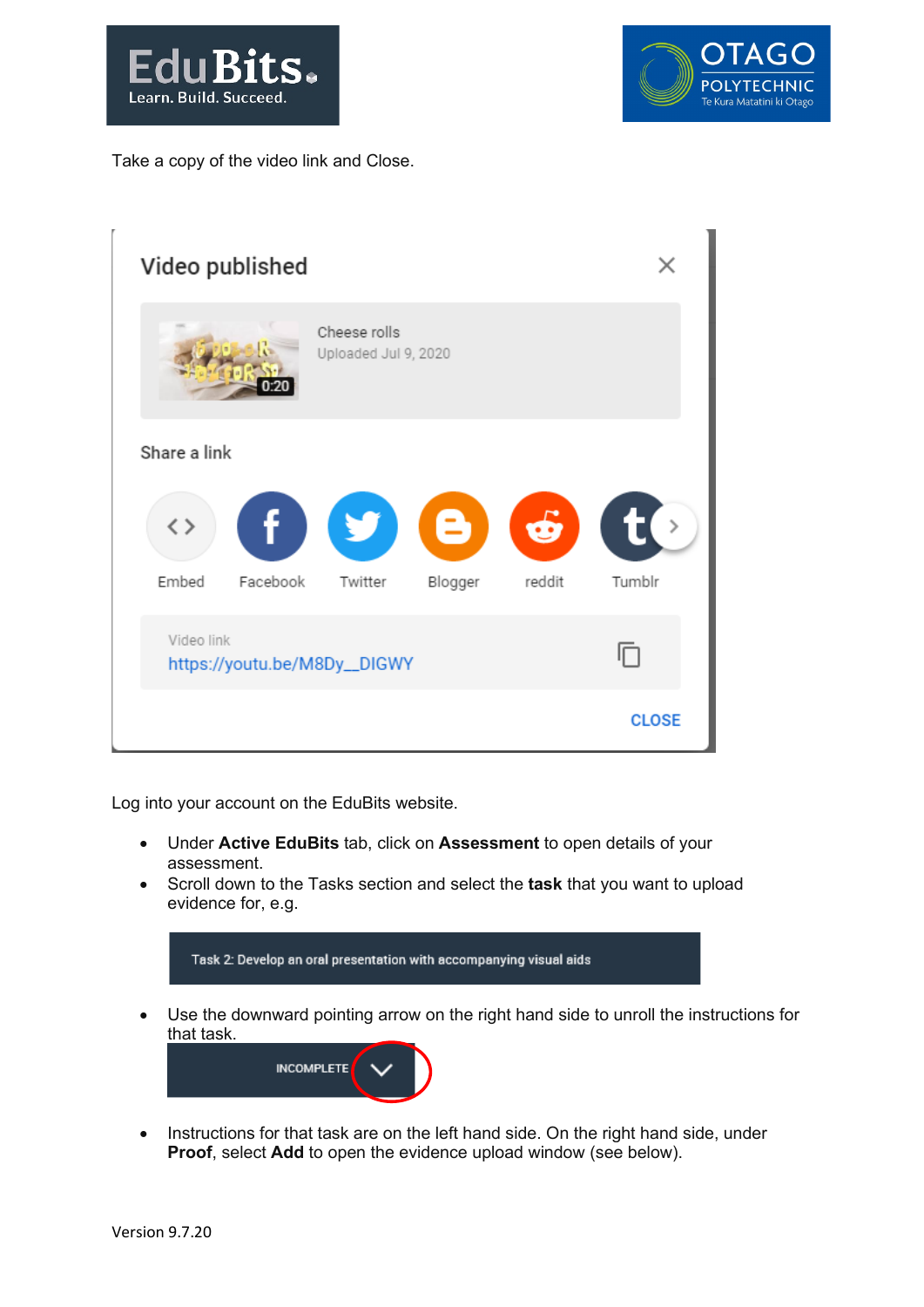Take a copy of the video link and Close.

Log into your account on the EduBits website.

- Under **Active EduBits** tab, click on **Assessment** to open details of your assessment.
- Scroll down to the Tasks section and select the **task** that you want to upload evidence for, e.g.

- Use the downward pointing arrow on the right hand side to unroll the instructions for that task.

- Instructions for that task are on the left hand side. On the right hand side, under **Proof**, select **Add** to open the evidence upload window (see below).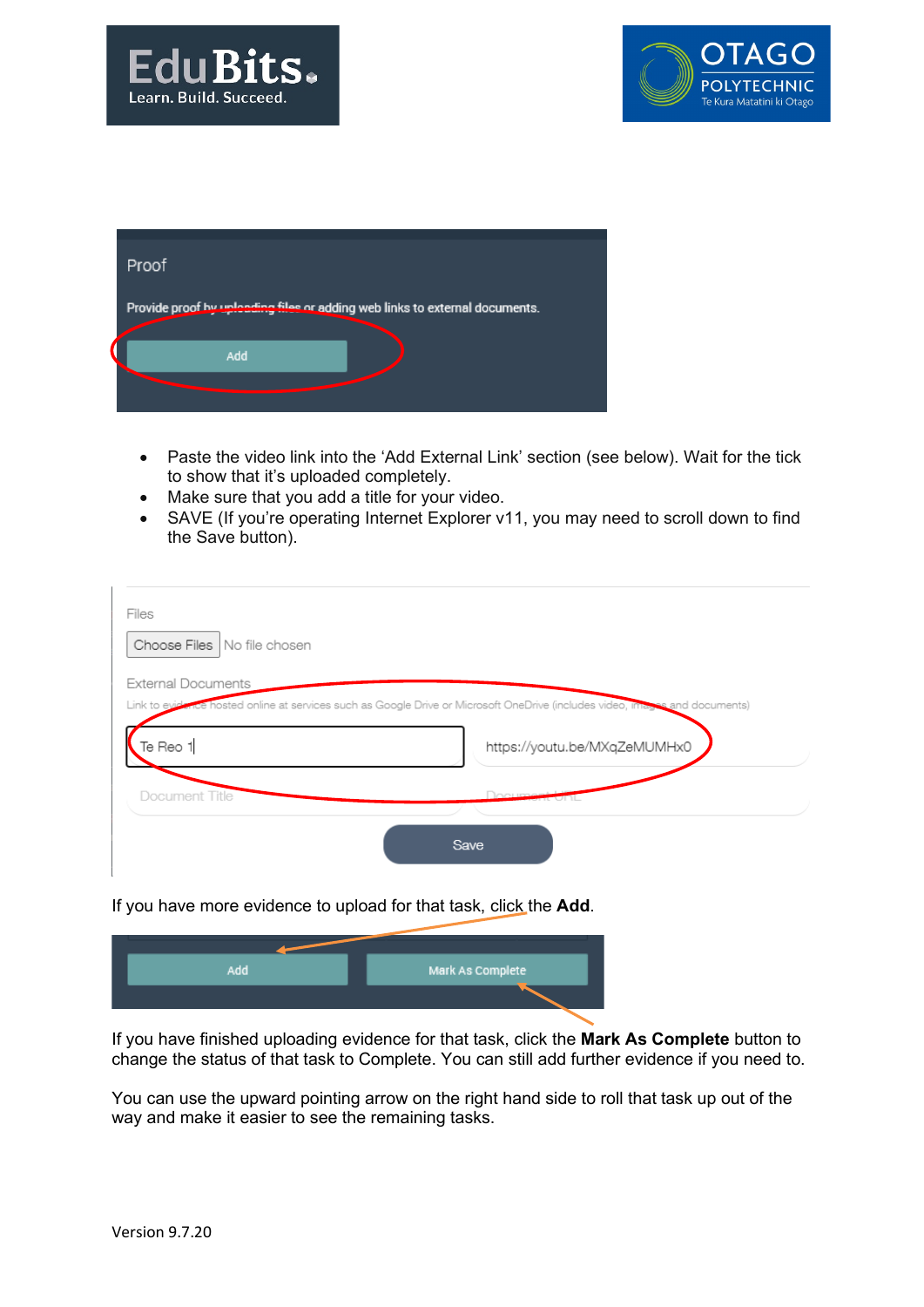- Paste the video link into the 'Add External Link' section (see below). Wait for the tick to show that it's uploaded completely.
- Make sure that you add a title for your video.
- SAVE (If you're operating Internet Explorer v11, you may need to scroll down to find the Save button).

If you have more evidence to upload for that task, click the **Add**.

If you have finished uploading evidence for that task, click the **Mark As Complete** button to change the status of that task to Complete. You can still add further evidence if you need to.

You can use the upward pointing arrow on the right hand side to roll that task up out of the way and make it easier to see the remaining tasks.

Version 9.7.20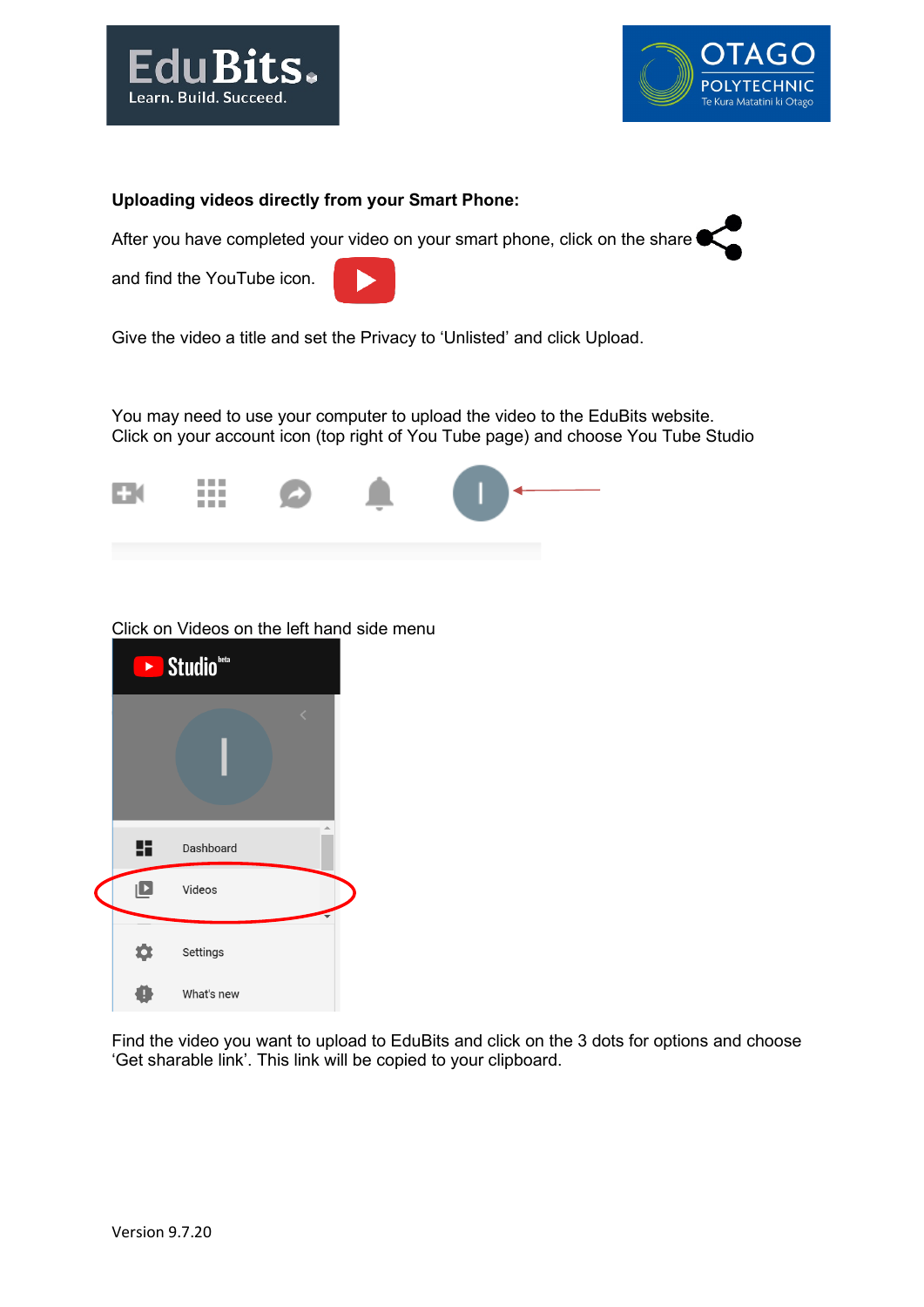**Uploading videos directly from your Smart Phone:**

After you have completed your video on your smart phone, click on the share

and find the YouTube icon.

Give the video a title and set the Privacy to 'Unlisted' and click Upload.

You may need to use your computer to upload the video to the EduBits website.
Click on your account icon (top right of You Tube page) and choose You Tube Studio

Click on Videos on the left hand side menu

Find the video you want to upload to EduBits and click on the 3 dots for options and choose 'Get sharable link'. This link will be copied to your clipboard.

Version 9.7.20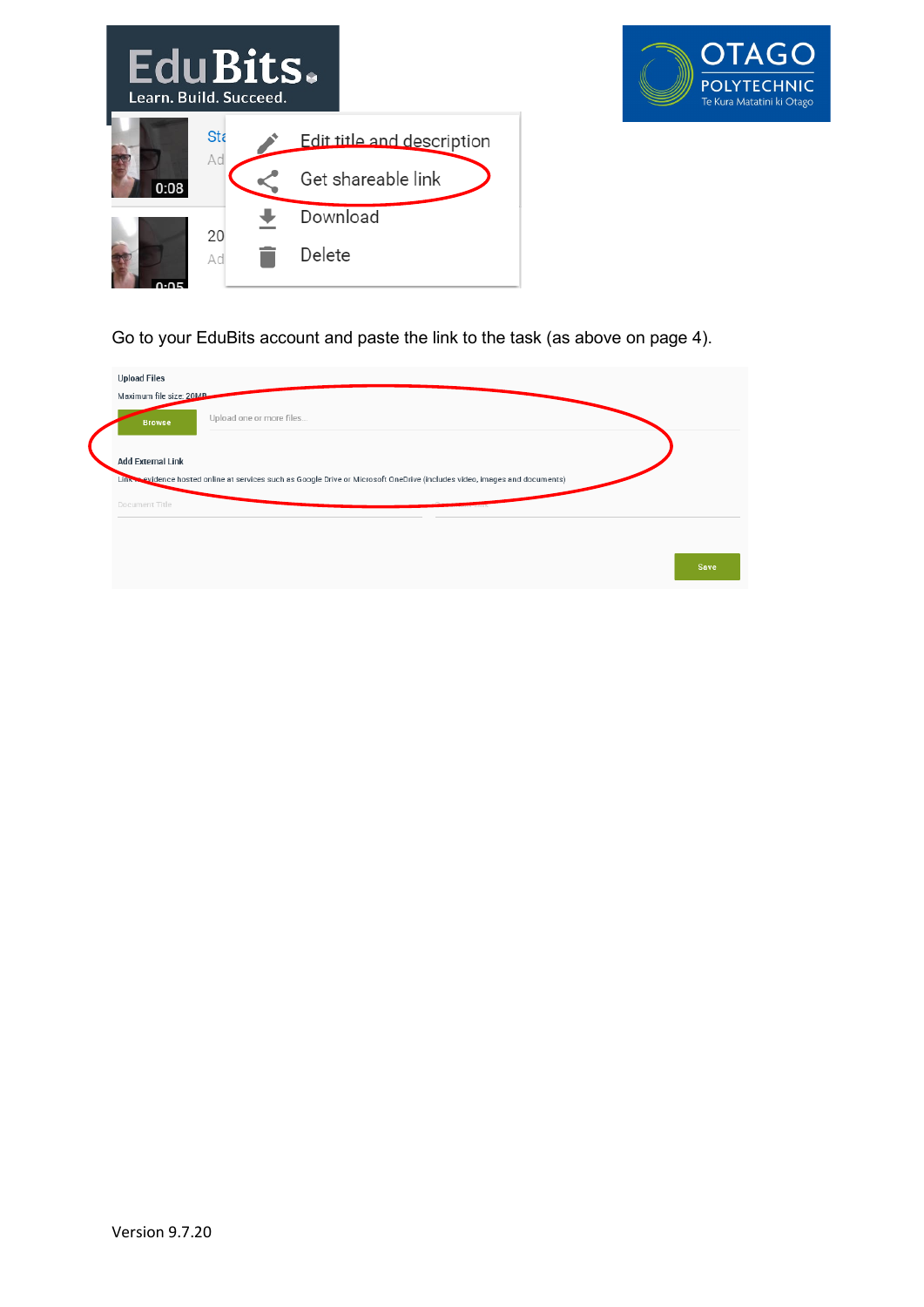Go to your EduBits account and paste the link to the task (as above on page 4).

Version 9.7.20